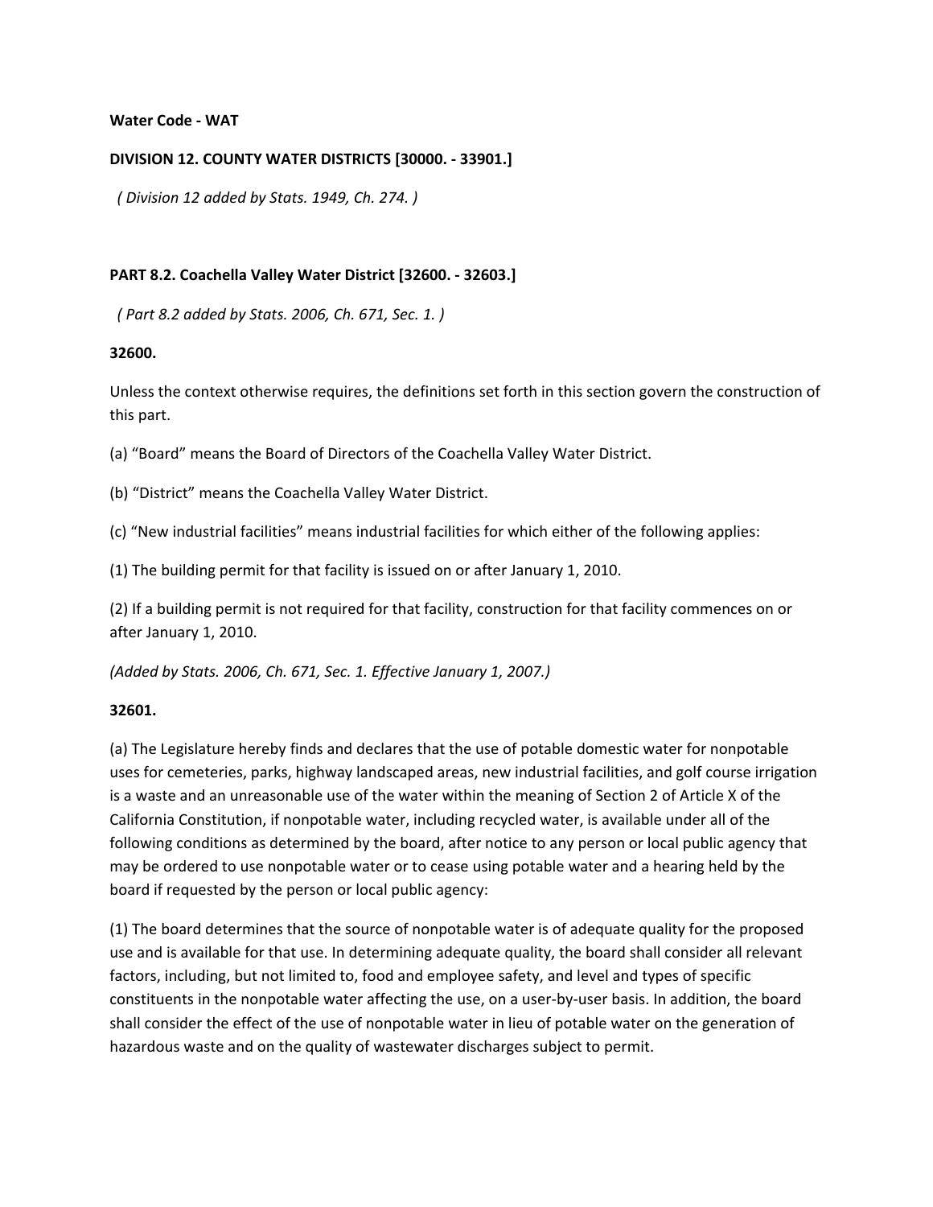**Water Code - WAT**

**DIVISION 12. COUNTY WATER DISTRICTS [30000. - 33901.]**

*( Division 12 added by Stats. 1949, Ch. 274. )*

**PART 8.2. Coachella Valley Water District [32600. - 32603.]**

*( Part 8.2 added by Stats. 2006, Ch. 671, Sec. 1. )*

**32600.**

Unless the context otherwise requires, the definitions set forth in this section govern the construction of this part.

(a) “Board” means the Board of Directors of the Coachella Valley Water District.

(b) “District” means the Coachella Valley Water District.

(c) “New industrial facilities” means industrial facilities for which either of the following applies:

(1) The building permit for that facility is issued on or after January 1, 2010.

(2) If a building permit is not required for that facility, construction for that facility commences on or after January 1, 2010.

*(Added by Stats. 2006, Ch. 671, Sec. 1. Effective January 1, 2007.)*

**32601.**

(a) The Legislature hereby finds and declares that the use of potable domestic water for nonpotable uses for cemeteries, parks, highway landscaped areas, new industrial facilities, and golf course irrigation is a waste and an unreasonable use of the water within the meaning of Section 2 of Article X of the California Constitution, if nonpotable water, including recycled water, is available under all of the following conditions as determined by the board, after notice to any person or local public agency that may be ordered to use nonpotable water or to cease using potable water and a hearing held by the board if requested by the person or local public agency:

(1) The board determines that the source of nonpotable water is of adequate quality for the proposed use and is available for that use. In determining adequate quality, the board shall consider all relevant factors, including, but not limited to, food and employee safety, and level and types of specific constituents in the nonpotable water affecting the use, on a user-by-user basis. In addition, the board shall consider the effect of the use of nonpotable water in lieu of potable water on the generation of hazardous waste and on the quality of wastewater discharges subject to permit.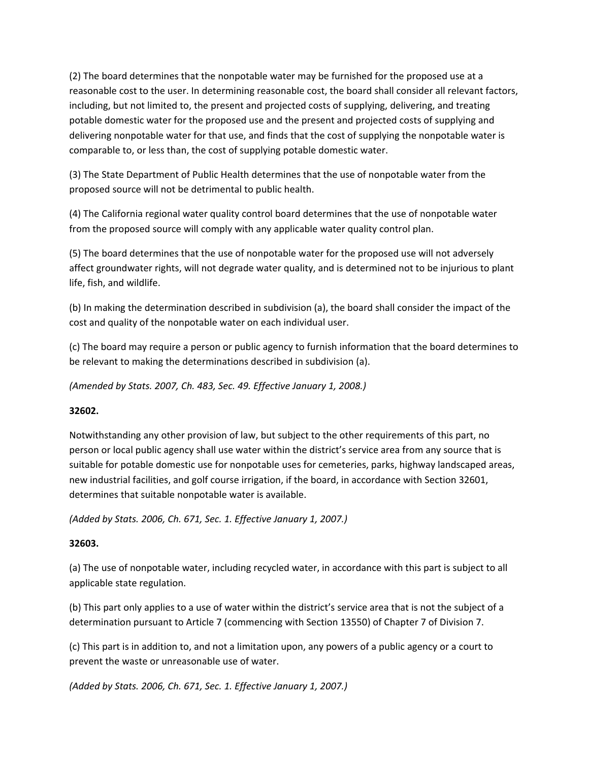(2) The board determines that the nonpotable water may be furnished for the proposed use at a reasonable cost to the user. In determining reasonable cost, the board shall consider all relevant factors, including, but not limited to, the present and projected costs of supplying, delivering, and treating potable domestic water for the proposed use and the present and projected costs of supplying and delivering nonpotable water for that use, and finds that the cost of supplying the nonpotable water is comparable to, or less than, the cost of supplying potable domestic water.

(3) The State Department of Public Health determines that the use of nonpotable water from the proposed source will not be detrimental to public health.

(4) The California regional water quality control board determines that the use of nonpotable water from the proposed source will comply with any applicable water quality control plan.

(5) The board determines that the use of nonpotable water for the proposed use will not adversely affect groundwater rights, will not degrade water quality, and is determined not to be injurious to plant life, fish, and wildlife.

(b) In making the determination described in subdivision (a), the board shall consider the impact of the cost and quality of the nonpotable water on each individual user.

(c) The board may require a person or public agency to furnish information that the board determines to be relevant to making the determinations described in subdivision (a).

*(Amended by Stats. 2007, Ch. 483, Sec. 49. Effective January 1, 2008.)*

**32602.**

Notwithstanding any other provision of law, but subject to the other requirements of this part, no person or local public agency shall use water within the district's service area from any source that is suitable for potable domestic use for nonpotable uses for cemeteries, parks, highway landscaped areas, new industrial facilities, and golf course irrigation, if the board, in accordance with Section 32601, determines that suitable nonpotable water is available.

*(Added by Stats. 2006, Ch. 671, Sec. 1. Effective January 1, 2007.)*

**32603.**

(a) The use of nonpotable water, including recycled water, in accordance with this part is subject to all applicable state regulation.

(b) This part only applies to a use of water within the district's service area that is not the subject of a determination pursuant to Article 7 (commencing with Section 13550) of Chapter 7 of Division 7.

(c) This part is in addition to, and not a limitation upon, any powers of a public agency or a court to prevent the waste or unreasonable use of water.

*(Added by Stats. 2006, Ch. 671, Sec. 1. Effective January 1, 2007.)*